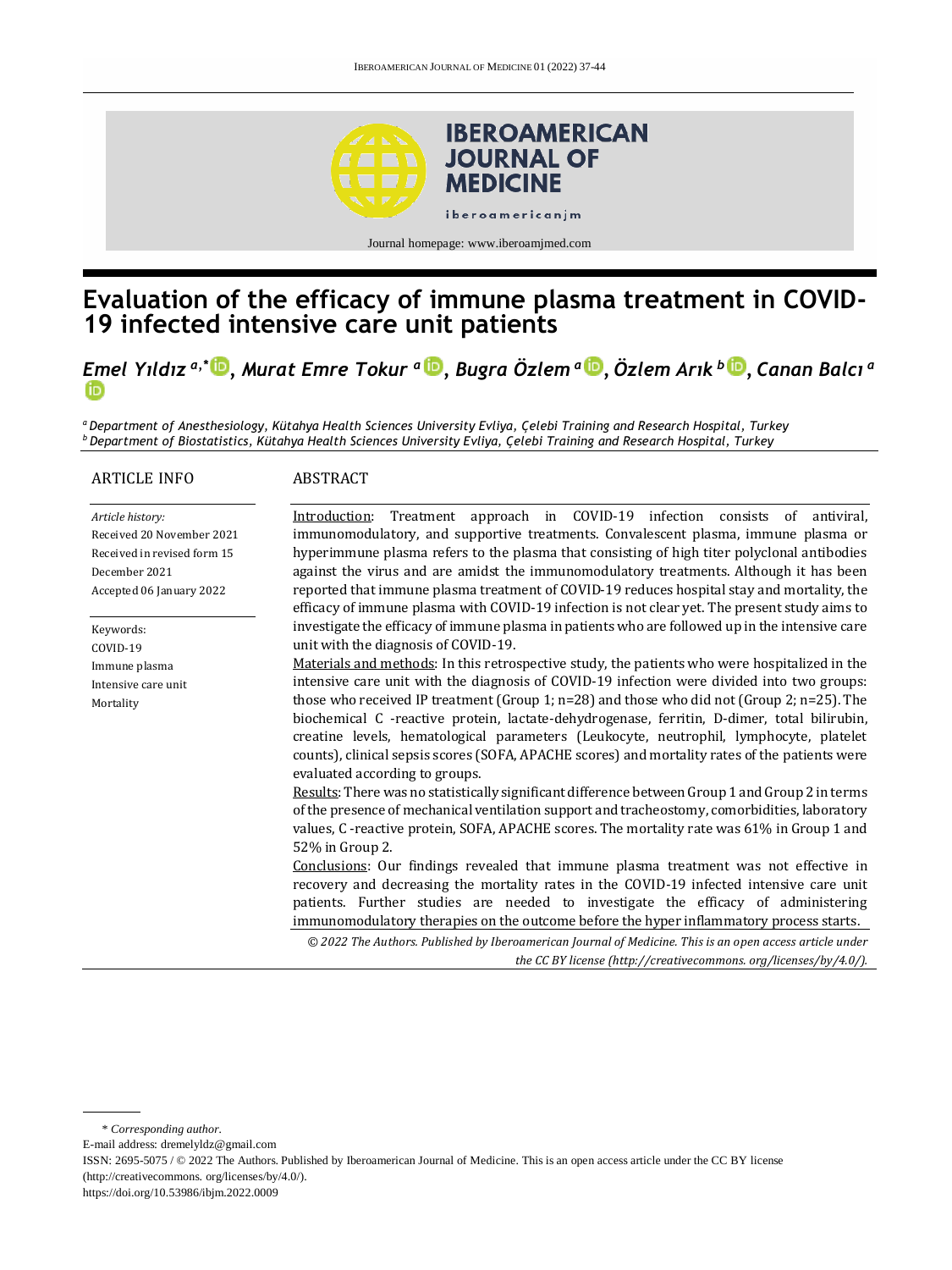# Evaluation of the efficacy of immune plasma treatment in COVID-19 infected intensive care unit patients

*Emel Yıldız* [a,*], *Murat Emre Tokur* [a], *Bugra Özlem* [a], *Özlem Arık* [b], *Canan Balcı* [a]

[a] *Department of Anesthesiology, Kütahya Health Sciences University Evliya, Çelebi Training and Research Hospital, Turkey*
[b] *Department of Biostatistics, Kütahya Health Sciences University Evliya, Çelebi Training and Research Hospital, Turkey*

## ARTICLE INFO

*Article history:*
Received 20 November 2021
Received in revised form 15 December 2021
Accepted 06 January 2022

Keywords:
COVID-19
Immune plasma
Intensive care unit
Mortality

## ABSTRACT

Introduction: Treatment approach in COVID-19 infection consists of antiviral, immunomodulatory, and supportive treatments. Convalescent plasma, immune plasma or hyperimmune plasma refers to the plasma that consisting of high titer polyclonal antibodies against the virus and are amidst the immunomodulatory treatments. Although it has been reported that immune plasma treatment of COVID-19 reduces hospital stay and mortality, the efficacy of immune plasma with COVID-19 infection is not clear yet. The present study aims to investigate the efficacy of immune plasma in patients who are followed up in the intensive care unit with the diagnosis of COVID-19.

Materials and methods: In this retrospective study, the patients who were hospitalized in the intensive care unit with the diagnosis of COVID-19 infection were divided into two groups: those who received IP treatment (Group 1; n=28) and those who did not (Group 2; n=25). The biochemical C -reactive protein, lactate-dehydrogenase, ferritin, D-dimer, total bilirubin, creatine levels, hematological parameters (Leukocyte, neutrophil, lymphocyte, platelet counts), clinical sepsis scores (SOFA, APACHE scores) and mortality rates of the patients were evaluated according to groups.

Results: There was no statistically significant difference between Group 1 and Group 2 in terms of the presence of mechanical ventilation support and tracheostomy, comorbidities, laboratory values, C -reactive protein, SOFA, APACHE scores. The mortality rate was 61% in Group 1 and 52% in Group 2.

Conclusions: Our findings revealed that immune plasma treatment was not effective in recovery and decreasing the mortality rates in the COVID-19 infected intensive care unit patients. Further studies are needed to investigate the efficacy of administering immunomodulatory therapies on the outcome before the hyper inflammatory process starts.

*© 2022 The Authors. Published by Iberoamerican Journal of Medicine. This is an open access article under the CC BY license (http://creativecommons. org/licenses/by/4.0/).*

---

\* *Corresponding author.*
E-mail address: dremelyldz@gmail.com
ISSN: 2695-5075 / © 2022 The Authors. Published by Iberoamerican Journal of Medicine. This is an open access article under the CC BY license (http://creativecommons. org/licenses/by/4.0/).
https://doi.org/10.53986/ibjm.2022.0009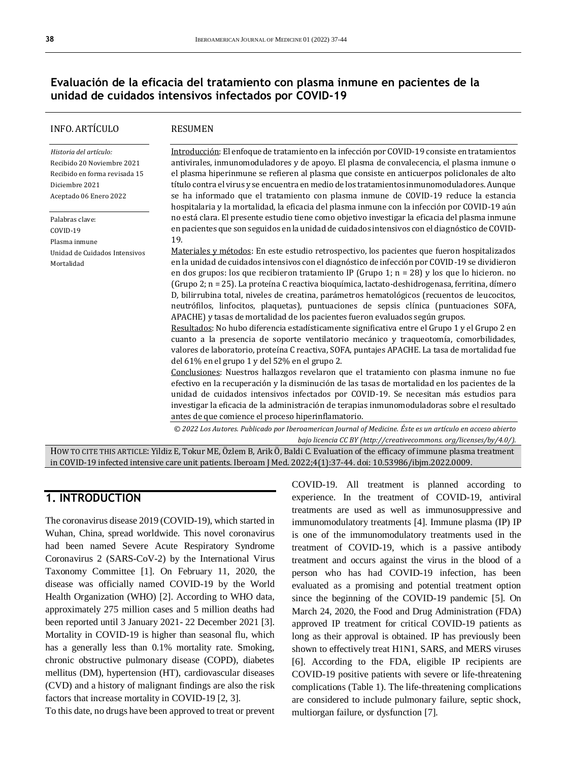## Evaluación de la eficacia del tratamiento con plasma inmune en pacientes de la unidad de cuidados intensivos infectados por COVID-19

INFO. ARTÍCULO

*Historia del artículo:*
Recibido 20 Noviembre 2021
Recibido en forma revisada 15 Diciembre 2021
Aceptado 06 Enero 2022

Palabras clave:
COVID-19
Plasma inmune
Unidad de Cuidados Intensivos
Mortalidad

RESUMEN

Introducción: El enfoque de tratamiento en la infección por COVID-19 consiste en tratamientos antivirales, inmunomoduladores y de apoyo. El plasma de convalecencia, el plasma inmune o el plasma hiperinmune se refieren al plasma que consiste en anticuerpos policlonales de alto título contra el virus y se encuentra en medio de los tratamientos inmunomoduladores. Aunque se ha informado que el tratamiento con plasma inmune de COVID-19 reduce la estancia hospitalaria y la mortalidad, la eficacia del plasma inmune con la infección por COVID-19 aún no está clara. El presente estudio tiene como objetivo investigar la eficacia del plasma inmune en pacientes que son seguidos en la unidad de cuidados intensivos con el diagnóstico de COVID-19.

Materiales y métodos: En este estudio retrospectivo, los pacientes que fueron hospitalizados en la unidad de cuidados intensivos con el diagnóstico de infección por COVID-19 se dividieron en dos grupos: los que recibieron tratamiento IP (Grupo 1; n = 28) y los que lo hicieron. no (Grupo 2; n = 25). La proteína C reactiva bioquímica, lactato-deshidrogenasa, ferritina, dímero D, bilirrubina total, niveles de creatina, parámetros hematológicos (recuentos de leucocitos, neutrófilos, linfocitos, plaquetas), puntuaciones de sepsis clínica (puntuaciones SOFA, APACHE) y tasas de mortalidad de los pacientes fueron evaluados según grupos.

Resultados: No hubo diferencia estadísticamente significativa entre el Grupo 1 y el Grupo 2 en cuanto a la presencia de soporte ventilatorio mecánico y traqueotomía, comorbilidades, valores de laboratorio, proteína C reactiva, SOFA, puntajes APACHE. La tasa de mortalidad fue del 61% en el grupo 1 y del 52% en el grupo 2.

Conclusiones: Nuestros hallazgos revelaron que el tratamiento con plasma inmune no fue efectivo en la recuperación y la disminución de las tasas de mortalidad en los pacientes de la unidad de cuidados intensivos infectados por COVID-19. Se necesitan más estudios para investigar la eficacia de la administración de terapias inmunomoduladoras sobre el resultado antes de que comience el proceso hiperinflamatorio.

*© 2022 Los Autores. Publicado por Iberoamerican Journal of Medicine. Éste es un artículo en acceso abierto bajo licencia CC BY (http://creativecommons. org/licenses/by/4.0/).*

HOW TO CITE THIS ARTICLE: Yildiz E, Tokur ME, Özlem B, Arik Ö, Baldi C. Evaluation of the efficacy of immune plasma treatment in COVID-19 infected intensive care unit patients. Iberoam J Med. 2022;4(1):37-44. doi: 10.53986/ibjm.2022.0009.

## 1. INTRODUCTION

The coronavirus disease 2019 (COVID-19), which started in Wuhan, China, spread worldwide. This novel coronavirus had been named Severe Acute Respiratory Syndrome Coronavirus 2 (SARS-CoV-2) by the International Virus Taxonomy Committee [1]. On February 11, 2020, the disease was officially named COVID-19 by the World Health Organization (WHO) [2]. According to WHO data, approximately 275 million cases and 5 million deaths had been reported until 3 January 2021- 22 December 2021 [3]. Mortality in COVID-19 is higher than seasonal flu, which has a generally less than 0.1% mortality rate. Smoking, chronic obstructive pulmonary disease (COPD), diabetes mellitus (DM), hypertension (HT), cardiovascular diseases (CVD) and a history of malignant findings are also the risk factors that increase mortality in COVID-19 [2, 3].

To this date, no drugs have been approved to treat or prevent COVID-19. All treatment is planned according to experience. In the treatment of COVID-19, antiviral treatments are used as well as immunosuppressive and immunomodulatory treatments [4]. Immune plasma (IP) IP is one of the immunomodulatory treatments used in the treatment of COVID-19, which is a passive antibody treatment and occurs against the virus in the blood of a person who has had COVID-19 infection, has been evaluated as a promising and potential treatment option since the beginning of the COVID-19 pandemic [5]. On March 24, 2020, the Food and Drug Administration (FDA) approved IP treatment for critical COVID-19 patients as long as their approval is obtained. IP has previously been shown to effectively treat H1N1, SARS, and MERS viruses [6]. According to the FDA, eligible IP recipients are COVID-19 positive patients with severe or life-threatening complications (Table 1). The life-threatening complications are considered to include pulmonary failure, septic shock, multiorgan failure, or dysfunction [7].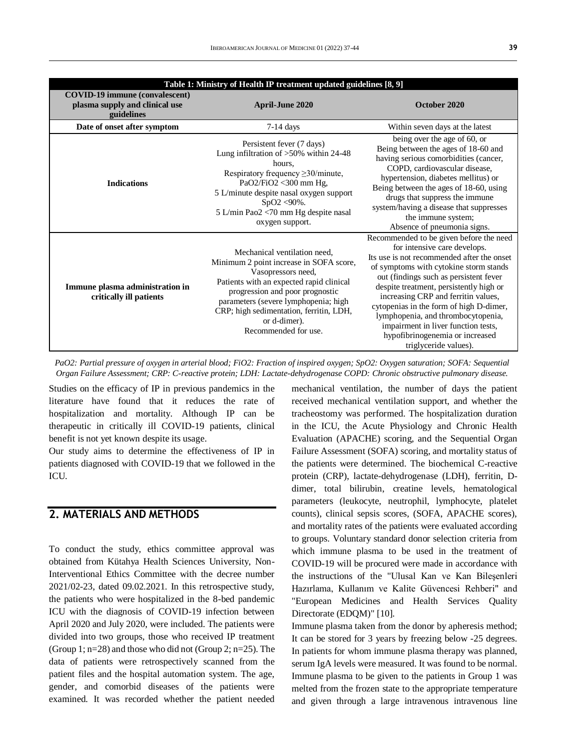**Table 1: Ministry of Health IP treatment updated guidelines [8, 9]**

| COVID-19 immune (convalescent) plasma supply and clinical use guidelines | April-June 2020 | October 2020 |
|---|---|---|
| **Date of onset after symptom** | 7-14 days | Within seven days at the latest |
| **Indications** | Persistent fever (7 days)<br>Lung infiltration of >50% within 24-48 hours,<br>Respiratory frequency ≥30/minute,<br>PaO2/FiO2 <300 mm Hg,<br>5 L/minute despite nasal oxygen support SpO2 <90%.<br>5 L/min Pao2 <70 mm Hg despite nasal oxygen support. | being over the age of 60, or<br>Being between the ages of 18-60 and having serious comorbidities (cancer, COPD, cardiovascular disease, hypertension, diabetes mellitus) or<br>Being between the ages of 18-60, using drugs that suppress the immune system/having a disease that suppresses the immune system;<br>Absence of pneumonia signs. |
| **Immune plasma administration in critically ill patients** | Mechanical ventilation need,<br>Minimum 2 point increase in SOFA score,<br>Vasopressors need,<br>Patients with an expected rapid clinical progression and poor prognostic parameters (severe lymphopenia; high CRP; high sedimentation, ferritin, LDH, or d-dimer).<br>Recommended for use. | Recommended to be given before the need for intensive care develops.<br>Its use is not recommended after the onset of symptoms with cytokine storm stands out (findings such as persistent fever despite treatment, persistently high or increasing CRP and ferritin values, cytopenias in the form of high D-dimer, lymphopenia, and thrombocytopenia, impairment in liver function tests, hypofibrinogenemia or increased triglyceride values). |

*PaO2: Partial pressure of oxygen in arterial blood; FiO2: Fraction of inspired oxygen; SpO2: Oxygen saturation; SOFA: Sequential Organ Failure Assessment; CRP: C-reactive protein; LDH: Lactate-dehydrogenase COPD: Chronic obstructive pulmonary disease.*

Studies on the efficacy of IP in previous pandemics in the literature have found that it reduces the rate of hospitalization and mortality. Although IP can be therapeutic in critically ill COVID-19 patients, clinical benefit is not yet known despite its usage.

Our study aims to determine the effectiveness of IP in patients diagnosed with COVID-19 that we followed in the ICU.

## 2. MATERIALS AND METHODS

To conduct the study, ethics committee approval was obtained from Kütahya Health Sciences University, Non-Interventional Ethics Committee with the decree number 2021/02-23, dated 09.02.2021. In this retrospective study, the patients who were hospitalized in the 8-bed pandemic ICU with the diagnosis of COVID-19 infection between April 2020 and July 2020, were included. The patients were divided into two groups, those who received IP treatment (Group 1; n=28) and those who did not (Group 2; n=25). The data of patients were retrospectively scanned from the patient files and the hospital automation system. The age, gender, and comorbid diseases of the patients were examined. It was recorded whether the patient needed mechanical ventilation, the number of days the patient received mechanical ventilation support, and whether the tracheostomy was performed. The hospitalization duration in the ICU, the Acute Physiology and Chronic Health Evaluation (APACHE) scoring, and the Sequential Organ Failure Assessment (SOFA) scoring, and mortality status of the patients were determined. The biochemical C-reactive protein (CRP), lactate-dehydrogenase (LDH), ferritin, D-dimer, total bilirubin, creatine levels, hematological parameters (leukocyte, neutrophil, lymphocyte, platelet counts), clinical sepsis scores, (SOFA, APACHE scores), and mortality rates of the patients were evaluated according to groups. Voluntary standard donor selection criteria from which immune plasma to be used in the treatment of COVID-19 will be procured were made in accordance with the instructions of the "Ulusal Kan ve Kan Bileşenleri Hazırlama, Kullanım ve Kalite Güvencesi Rehberi" and "European Medicines and Health Services Quality Directorate (EDQM)" [10].

Immune plasma taken from the donor by apheresis method; It can be stored for 3 years by freezing below -25 degrees. In patients for whom immune plasma therapy was planned, serum IgA levels were measured. It was found to be normal. Immune plasma to be given to the patients in Group 1 was melted from the frozen state to the appropriate temperature and given through a large intravenous intravenous line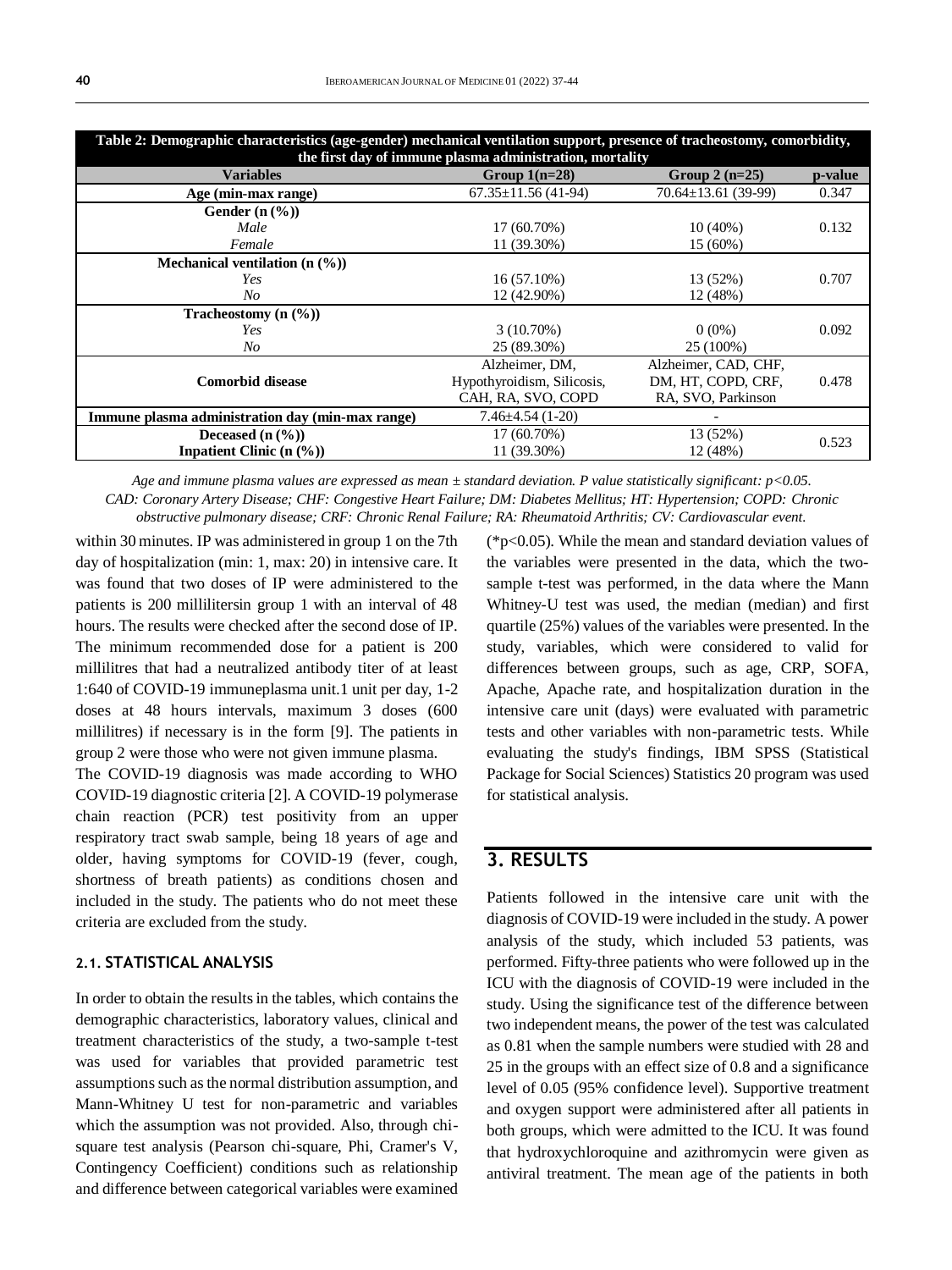**Table 2: Demographic characteristics (age-gender) mechanical ventilation support, presence of tracheostomy, comorbidity, the first day of immune plasma administration, mortality**

| Variables | Group 1(n=28) | Group 2 (n=25) | p-value |
|---|---|---|---|
| Age (min-max range) | 67.35±11.56 (41-94) | 70.64±13.61 (39-99) | 0.347 |
| Gender (n (%)) | | | |
| *Male* | 17 (60.70%) | 10 (40%) | 0.132 |
| *Female* | 11 (39.30%) | 15 (60%) | |
| Mechanical ventilation (n (%)) | | | |
| *Yes* | 16 (57.10%) | 13 (52%) | 0.707 |
| *No* | 12 (42.90%) | 12 (48%) | |
| Tracheostomy (n (%)) | | | |
| *Yes* | 3 (10.70%) | 0 (0%) | 0.092 |
| *No* | 25 (89.30%) | 25 (100%) | |
| Comorbid disease | Alzheimer, DM, Hypothyroidism, Silicosis, CAH, RA, SVO, COPD | Alzheimer, CAD, CHF, DM, HT, COPD, CRF, RA, SVO, Parkinson | 0.478 |
| Immune plasma administration day (min-max range) | 7.46±4.54 (1-20) | - | |
| Deceased (n (%)) | 17 (60.70%) | 13 (52%) | 0.523 |
| Inpatient Clinic (n (%)) | 11 (39.30%) | 12 (48%) | |

*Age and immune plasma values are expressed as mean ± standard deviation. P value statistically significant: p<0.05. CAD: Coronary Artery Disease; CHF: Congestive Heart Failure; DM: Diabetes Mellitus; HT: Hypertension; COPD: Chronic obstructive pulmonary disease; CRF: Chronic Renal Failure; RA: Rheumatoid Arthritis; CV: Cardiovascular event.*

within 30 minutes. IP was administered in group 1 on the 7th day of hospitalization (min: 1, max: 20) in intensive care. It was found that two doses of IP were administered to the patients is 200 millilitersin group 1 with an interval of 48 hours. The results were checked after the second dose of IP. The minimum recommended dose for a patient is 200 millilitres that had a neutralized antibody titer of at least 1:640 of COVID-19 immuneplasma unit.1 unit per day, 1-2 doses at 48 hours intervals, maximum 3 doses (600 millilitres) if necessary is in the form [9]. The patients in group 2 were those who were not given immune plasma.

The COVID-19 diagnosis was made according to WHO COVID-19 diagnostic criteria [2]. A COVID-19 polymerase chain reaction (PCR) test positivity from an upper respiratory tract swab sample, being 18 years of age and older, having symptoms for COVID-19 (fever, cough, shortness of breath patients) as conditions chosen and included in the study. The patients who do not meet these criteria are excluded from the study.

### 2.1. STATISTICAL ANALYSIS

In order to obtain the results in the tables, which contains the demographic characteristics, laboratory values, clinical and treatment characteristics of the study, a two-sample t-test was used for variables that provided parametric test assumptions such as the normal distribution assumption, and Mann-Whitney U test for non-parametric and variables which the assumption was not provided. Also, through chi-square test analysis (Pearson chi-square, Phi, Cramer's V, Contingency Coefficient) conditions such as relationship and difference between categorical variables were examined (*p<0.05). While the mean and standard deviation values of the variables were presented in the data, which the two-sample t-test was performed, in the data where the Mann Whitney-U test was used, the median (median) and first quartile (25%) values of the variables were presented. In the study, variables, which were considered to valid for differences between groups, such as age, CRP, SOFA, Apache, Apache rate, and hospitalization duration in the intensive care unit (days) were evaluated with parametric tests and other variables with non-parametric tests. While evaluating the study's findings, IBM SPSS (Statistical Package for Social Sciences) Statistics 20 program was used for statistical analysis.

## 3. RESULTS

Patients followed in the intensive care unit with the diagnosis of COVID-19 were included in the study. A power analysis of the study, which included 53 patients, was performed. Fifty-three patients who were followed up in the ICU with the diagnosis of COVID-19 were included in the study. Using the significance test of the difference between two independent means, the power of the test was calculated as 0.81 when the sample numbers were studied with 28 and 25 in the groups with an effect size of 0.8 and a significance level of 0.05 (95% confidence level). Supportive treatment and oxygen support were administered after all patients in both groups, which were admitted to the ICU. It was found that hydroxychloroquine and azithromycin were given as antiviral treatment. The mean age of the patients in both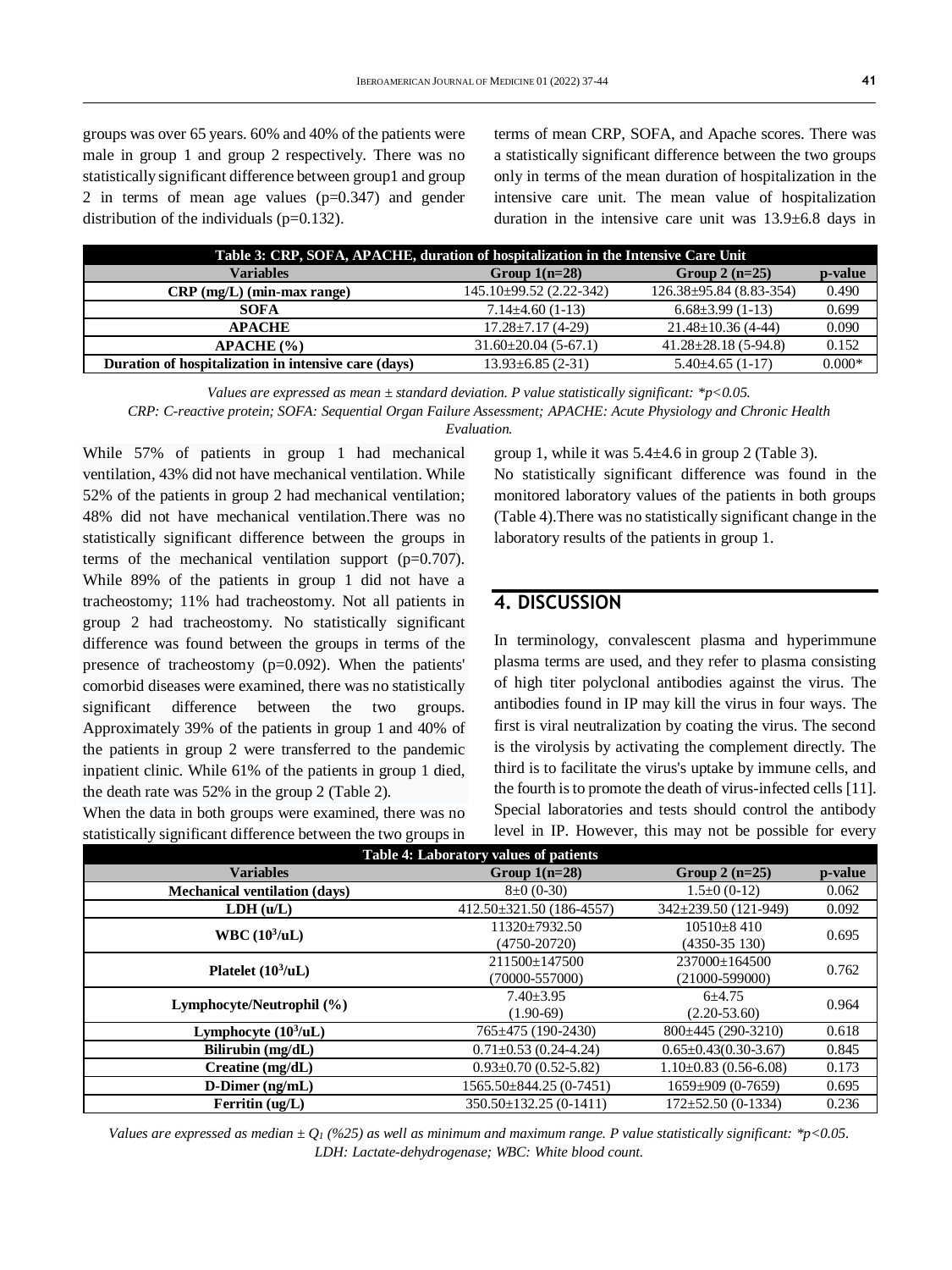groups was over 65 years. 60% and 40% of the patients were male in group 1 and group 2 respectively. There was no statistically significant difference between group1 and group 2 in terms of mean age values (p=0.347) and gender distribution of the individuals (p=0.132).

While 57% of patients in group 1 had mechanical ventilation, 43% did not have mechanical ventilation. While 52% of the patients in group 2 had mechanical ventilation; 48% did not have mechanical ventilation.There was no statistically significant difference between the groups in terms of the mechanical ventilation support (p=0.707). While 89% of the patients in group 1 did not have a tracheostomy; 11% had tracheostomy. Not all patients in group 2 had tracheostomy. No statistically significant difference was found between the groups in terms of the presence of tracheostomy (p=0.092). When the patients' comorbid diseases were examined, there was no statistically significant difference between the two groups. Approximately 39% of the patients in group 1 and 40% of the patients in group 2 were transferred to the pandemic inpatient clinic. While 61% of the patients in group 1 died, the death rate was 52% in the group 2 (Table 2).

When the data in both groups were examined, there was no statistically significant difference between the two groups in terms of mean CRP, SOFA, and Apache scores. There was a statistically significant difference between the two groups only in terms of the mean duration of hospitalization in the intensive care unit. The mean value of hospitalization duration in the intensive care unit was 13.9±6.8 days in group 1, while it was 5.4±4.6 in group 2 (Table 3).

**Table 3: CRP, SOFA, APACHE, duration of hospitalization in the Intensive Care Unit**

| Variables | Group 1(n=28) | Group 2 (n=25) | p-value |
|---|---|---|---|
| CRP (mg/L) (min-max range) | 145.10±99.52 (2.22-342) | 126.38±95.84 (8.83-354) | 0.490 |
| SOFA | 7.14±4.60 (1-13) | 6.68±3.99 (1-13) | 0.699 |
| APACHE | 17.28±7.17 (4-29) | 21.48±10.36 (4-44) | 0.090 |
| APACHE (%) | 31.60±20.04 (5-67.1) | 41.28±28.18 (5-94.8) | 0.152 |
| Duration of hospitalization in intensive care (days) | 13.93±6.85 (2-31) | 5.40±4.65 (1-17) | 0.000* |

*Values are expressed as mean ± standard deviation. P value statistically significant: *p<0.05.*
*CRP: C-reactive protein; SOFA: Sequential Organ Failure Assessment; APACHE: Acute Physiology and Chronic Health Evaluation.*

No statistically significant difference was found in the monitored laboratory values of the patients in both groups (Table 4).There was no statistically significant change in the laboratory results of the patients in group 1.

## 4. DISCUSSION

In terminology, convalescent plasma and hyperimmune plasma terms are used, and they refer to plasma consisting of high titer polyclonal antibodies against the virus. The antibodies found in IP may kill the virus in four ways. The first is viral neutralization by coating the virus. The second is the virolysis by activating the complement directly. The third is to facilitate the virus's uptake by immune cells, and the fourth is to promote the death of virus-infected cells [11]. Special laboratories and tests should control the antibody level in IP. However, this may not be possible for every

**Table 4: Laboratory values of patients**

| Variables | Group 1(n=28) | Group 2 (n=25) | p-value |
|---|---|---|---|
| Mechanical ventilation (days) | 8±0 (0-30) | 1.5±0 (0-12) | 0.062 |
| LDH (u/L) | 412.50±321.50 (186-4557) | 342±239.50 (121-949) | 0.092 |
| WBC ($10^3$/uL) | 11320±7932.50 (4750-20720) | 10510±8 410 (4350-35 130) | 0.695 |
| Platelet ($10^3$/uL) | 211500±147500 (70000-557000) | 237000±164500 (21000-599000) | 0.762 |
| Lymphocyte/Neutrophil (%) | 7.40±3.95 (1.90-69) | 6±4.75 (2.20-53.60) | 0.964 |
| Lymphocyte ($10^3$/uL) | 765±475 (190-2430) | 800±445 (290-3210) | 0.618 |
| Bilirubin (mg/dL) | 0.71±0.53 (0.24-4.24) | 0.65±0.43(0.30-3.67) | 0.845 |
| Creatine (mg/dL) | 0.93±0.70 (0.52-5.82) | 1.10±0.83 (0.56-6.08) | 0.173 |
| D-Dimer (ng/mL) | 1565.50±844.25 (0-7451) | 1659±909 (0-7659) | 0.695 |
| Ferritin (ug/L) | 350.50±132.25 (0-1411) | 172±52.50 (0-1334) | 0.236 |

*Values are expressed as median ± $Q_1$ (%25) as well as minimum and maximum range. P value statistically significant: *p<0.05.*
*LDH: Lactate-dehydrogenase; WBC: White blood count.*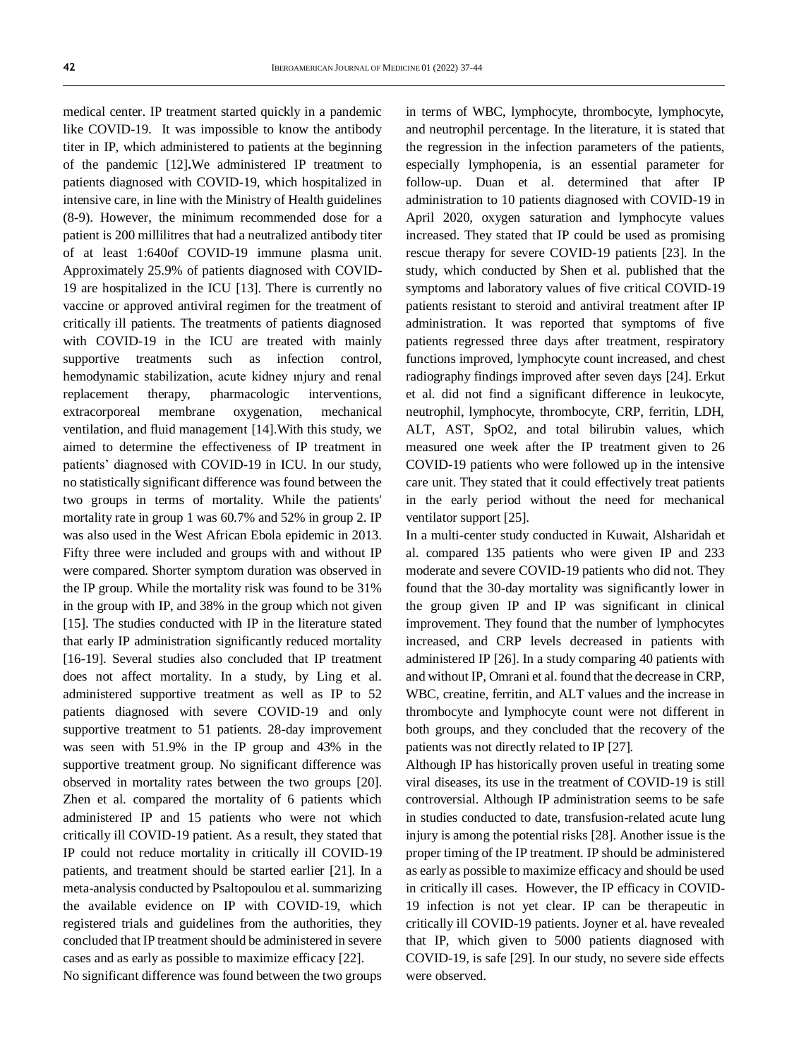medical center. IP treatment started quickly in a pandemic like COVID-19. It was impossible to know the antibody titer in IP, which administered to patients at the beginning of the pandemic [12]**.**We administered IP treatment to patients diagnosed with COVID-19, which hospitalized in intensive care, in line with the Ministry of Health guidelines (8-9). However, the minimum recommended dose for a patient is 200 millilitres that had a neutralized antibody titer of at least 1:640of COVID-19 immune plasma unit. Approximately 25.9% of patients diagnosed with COVID-19 are hospitalized in the ICU [13]. There is currently no vaccine or approved antiviral regimen for the treatment of critically ill patients. The treatments of patients diagnosed with COVID-19 in the ICU are treated with mainly supportive treatments such as infection control, hemodynamic stabilization, acute kidney ınjury and renal replacement therapy, pharmacologic interventions, extracorporeal membrane oxygenation, mechanical ventilation, and fluid management [14].With this study, we aimed to determine the effectiveness of IP treatment in patients' diagnosed with COVID-19 in ICU. In our study, no statistically significant difference was found between the two groups in terms of mortality. While the patients' mortality rate in group 1 was 60.7% and 52% in group 2. IP was also used in the West African Ebola epidemic in 2013. Fifty three were included and groups with and without IP were compared. Shorter symptom duration was observed in the IP group. While the mortality risk was found to be 31% in the group with IP, and 38% in the group which not given [15]. The studies conducted with IP in the literature stated that early IP administration significantly reduced mortality [16-19]. Several studies also concluded that IP treatment does not affect mortality. In a study, by Ling et al. administered supportive treatment as well as IP to 52 patients diagnosed with severe COVID-19 and only supportive treatment to 51 patients. 28-day improvement was seen with 51.9% in the IP group and 43% in the supportive treatment group. No significant difference was observed in mortality rates between the two groups [20]. Zhen et al. compared the mortality of 6 patients which administered IP and 15 patients who were not which critically ill COVID-19 patient. As a result, they stated that IP could not reduce mortality in critically ill COVID-19 patients, and treatment should be started earlier [21]. In a meta-analysis conducted by Psaltopoulou et al. summarizing the available evidence on IP with COVID-19, which registered trials and guidelines from the authorities, they concluded that IP treatment should be administered in severe cases and as early as possible to maximize efficacy [22].

No significant difference was found between the two groups in terms of WBC, lymphocyte, thrombocyte, lymphocyte, and neutrophil percentage. In the literature, it is stated that the regression in the infection parameters of the patients, especially lymphopenia, is an essential parameter for follow-up. Duan et al. determined that after IP administration to 10 patients diagnosed with COVID-19 in April 2020, oxygen saturation and lymphocyte values increased. They stated that IP could be used as promising rescue therapy for severe COVID-19 patients [23]. In the study, which conducted by Shen et al. published that the symptoms and laboratory values of five critical COVID-19 patients resistant to steroid and antiviral treatment after IP administration. It was reported that symptoms of five patients regressed three days after treatment, respiratory functions improved, lymphocyte count increased, and chest radiography findings improved after seven days [24]. Erkut et al. did not find a significant difference in leukocyte, neutrophil, lymphocyte, thrombocyte, CRP, ferritin, LDH, ALT, AST, SpO2, and total bilirubin values, which measured one week after the IP treatment given to 26 COVID-19 patients who were followed up in the intensive care unit. They stated that it could effectively treat patients in the early period without the need for mechanical ventilator support [25].

In a multi-center study conducted in Kuwait, Alsharidah et al. compared 135 patients who were given IP and 233 moderate and severe COVID-19 patients who did not. They found that the 30-day mortality was significantly lower in the group given IP and IP was significant in clinical improvement. They found that the number of lymphocytes increased, and CRP levels decreased in patients with administered IP [26]. In a study comparing 40 patients with and without IP, Omrani et al. found that the decrease in CRP, WBC, creatine, ferritin, and ALT values and the increase in thrombocyte and lymphocyte count were not different in both groups, and they concluded that the recovery of the patients was not directly related to IP [27].

Although IP has historically proven useful in treating some viral diseases, its use in the treatment of COVID-19 is still controversial. Although IP administration seems to be safe in studies conducted to date, transfusion-related acute lung injury is among the potential risks [28]. Another issue is the proper timing of the IP treatment. IP should be administered as early as possible to maximize efficacy and should be used in critically ill cases. However, the IP efficacy in COVID-19 infection is not yet clear. IP can be therapeutic in critically ill COVID-19 patients. Joyner et al. have revealed that IP, which given to 5000 patients diagnosed with COVID-19, is safe [29]. In our study, no severe side effects were observed.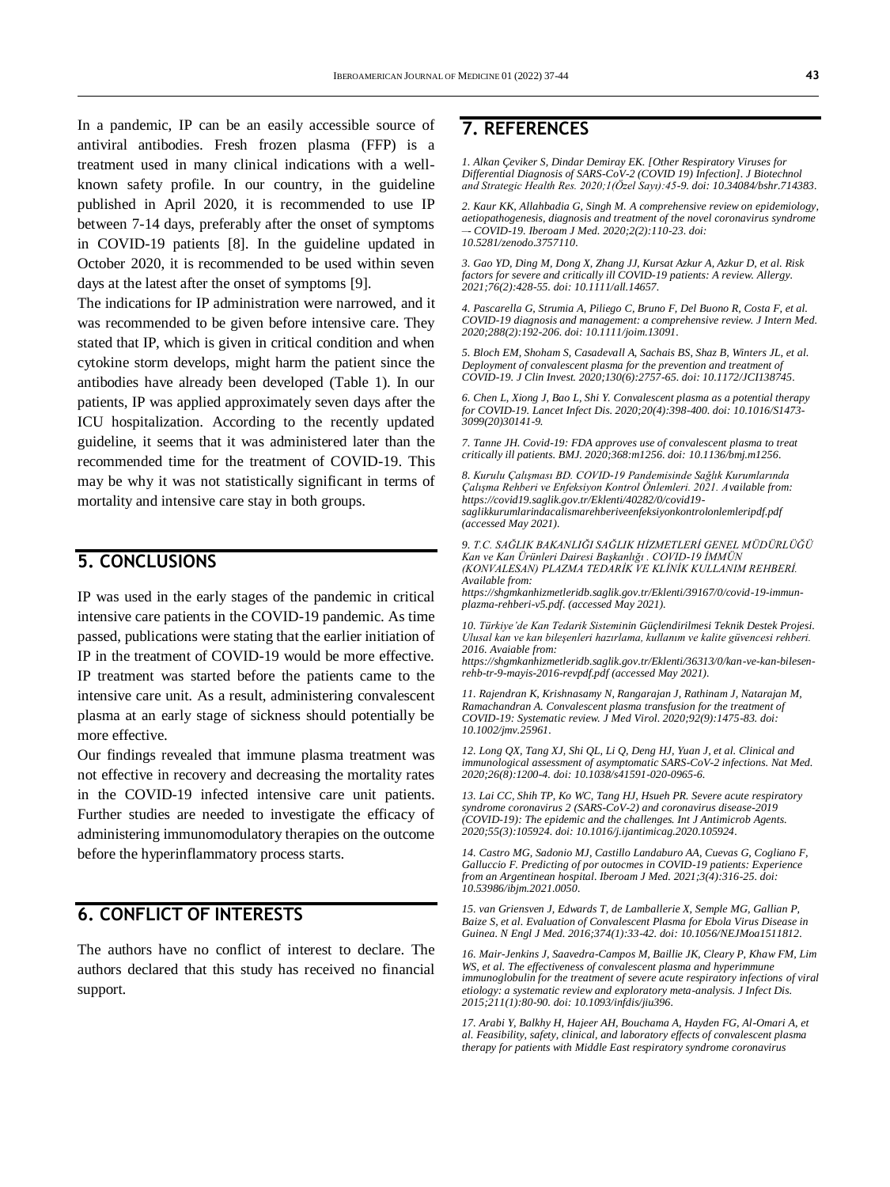In a pandemic, IP can be an easily accessible source of antiviral antibodies. Fresh frozen plasma (FFP) is a treatment used in many clinical indications with a well-known safety profile. In our country, in the guideline published in April 2020, it is recommended to use IP between 7-14 days, preferably after the onset of symptoms in COVID-19 patients [8]. In the guideline updated in October 2020, it is recommended to be used within seven days at the latest after the onset of symptoms [9].

The indications for IP administration were narrowed, and it was recommended to be given before intensive care. They stated that IP, which is given in critical condition and when cytokine storm develops, might harm the patient since the antibodies have already been developed (Table 1). In our patients, IP was applied approximately seven days after the ICU hospitalization. According to the recently updated guideline, it seems that it was administered later than the recommended time for the treatment of COVID-19. This may be why it was not statistically significant in terms of mortality and intensive care stay in both groups.

## 5. CONCLUSIONS

IP was used in the early stages of the pandemic in critical intensive care patients in the COVID-19 pandemic. As time passed, publications were stating that the earlier initiation of IP in the treatment of COVID-19 would be more effective. IP treatment was started before the patients came to the intensive care unit. As a result, administering convalescent plasma at an early stage of sickness should potentially be more effective.

Our findings revealed that immune plasma treatment was not effective in recovery and decreasing the mortality rates in the COVID-19 infected intensive care unit patients. Further studies are needed to investigate the efficacy of administering immunomodulatory therapies on the outcome before the hyperinflammatory process starts.

## 6. CONFLICT OF INTERESTS

The authors have no conflict of interest to declare. The authors declared that this study has received no financial support.

## 7. REFERENCES

*1. Alkan Çeviker S, Dindar Demiray EK. [Other Respiratory Viruses for Differential Diagnosis of SARS-CoV-2 (COVID 19) Infection]. J Biotechnol and Strategic Health Res. 2020;1(Özel Sayı):45-9. doi: 10.34084/bshr.714383.*

*2. Kaur KK, Allahbadia G, Singh M. A comprehensive review on epidemiology, aetiopathogenesis, diagnosis and treatment of the novel coronavirus syndrome – COVID-19. Iberoam J Med. 2020;2(2):110-23. doi: 10.5281/zenodo.3757110.*

*3. Gao YD, Ding M, Dong X, Zhang JJ, Kursat Azkur A, Azkur D, et al. Risk factors for severe and critically ill COVID-19 patients: A review. Allergy. 2021;76(2):428-55. doi: 10.1111/all.14657.*

*4. Pascarella G, Strumia A, Piliego C, Bruno F, Del Buono R, Costa F, et al. COVID-19 diagnosis and management: a comprehensive review. J Intern Med. 2020;288(2):192-206. doi: 10.1111/joim.13091.*

*5. Bloch EM, Shoham S, Casadevall A, Sachais BS, Shaz B, Winters JL, et al. Deployment of convalescent plasma for the prevention and treatment of COVID-19. J Clin Invest. 2020;130(6):2757-65. doi: 10.1172/JCI138745.*

*6. Chen L, Xiong J, Bao L, Shi Y. Convalescent plasma as a potential therapy for COVID-19. Lancet Infect Dis. 2020;20(4):398-400. doi: 10.1016/S1473-3099(20)30141-9.*

*7. Tanne JH. Covid-19: FDA approves use of convalescent plasma to treat critically ill patients. BMJ. 2020;368:m1256. doi: 10.1136/bmj.m1256.*

*8. Kurulu Çalışması BD. COVID-19 Pandemisinde Sağlık Kurumlarında Çalışma Rehberi ve Enfeksiyon Kontrol Önlemleri. 2021. Available from: https://covid19.saglik.gov.tr/Eklenti/40282/0/covid19-saglikkurumlarindacalismarehberiveenfeksiyonkontrolonlemleripdf.pdf (accessed May 2021).*

*9. T.C. SAĞLIK BAKANLIĞI SAĞLIK HİZMETLERİ GENEL MÜDÜRLÜĞÜ Kan ve Kan Ürünleri Dairesi Başkanlığı . COVID-19 İMMÜN (KONVALESAN) PLAZMA TEDARİK VE KLİNİK KULLANIM REHBERİ. Available from: https://shgmkanhizmetleridb.saglik.gov.tr/Eklenti/39167/0/covid-19-immun-plazma-rehberi-v5.pdf. (accessed May 2021).*

*10. Türkiye'de Kan Tedarik Sisteminin Güçlendirilmesi Teknik Destek Projesi. Ulusal kan ve kan bileşenleri hazırlama, kullanım ve kalite güvencesi rehberi. 2016. Avaiable from: https://shgmkanhizmetleridb.saglik.gov.tr/Eklenti/36313/0/kan-ve-kan-bilesen-rehb-tr-9-mayis-2016-revpdf.pdf (accessed May 2021).*

*11. Rajendran K, Krishnasamy N, Rangarajan J, Rathinam J, Natarajan M, Ramachandran A. Convalescent plasma transfusion for the treatment of COVID-19: Systematic review. J Med Virol. 2020;92(9):1475-83. doi: 10.1002/jmv.25961.*

*12. Long QX, Tang XJ, Shi QL, Li Q, Deng HJ, Yuan J, et al. Clinical and immunological assessment of asymptomatic SARS-CoV-2 infections. Nat Med. 2020;26(8):1200-4. doi: 10.1038/s41591-020-0965-6.*

*13. Lai CC, Shih TP, Ko WC, Tang HJ, Hsueh PR. Severe acute respiratory syndrome coronavirus 2 (SARS-CoV-2) and coronavirus disease-2019 (COVID-19): The epidemic and the challenges. Int J Antimicrob Agents. 2020;55(3):105924. doi: 10.1016/j.ijantimicag.2020.105924.*

*14. Castro MG, Sadonio MJ, Castillo Landaburo AA, Cuevas G, Cogliano F, Galluccio F. Predicting of por outocmes in COVID-19 patients: Experience from an Argentinean hospital. Iberoam J Med. 2021;3(4):316-25. doi: 10.53986/ibjm.2021.0050.*

*15. van Griensven J, Edwards T, de Lamballerie X, Semple MG, Gallian P, Baize S, et al. Evaluation of Convalescent Plasma for Ebola Virus Disease in Guinea. N Engl J Med. 2016;374(1):33-42. doi: 10.1056/NEJMoa1511812.*

*16. Mair-Jenkins J, Saavedra-Campos M, Baillie JK, Cleary P, Khaw FM, Lim WS, et al. The effectiveness of convalescent plasma and hyperimmune immunoglobulin for the treatment of severe acute respiratory infections of viral etiology: a systematic review and exploratory meta-analysis. J Infect Dis. 2015;211(1):80-90. doi: 10.1093/infdis/jiu396.*

*17. Arabi Y, Balkhy H, Hajeer AH, Bouchama A, Hayden FG, Al-Omari A, et al. Feasibility, safety, clinical, and laboratory effects of convalescent plasma therapy for patients with Middle East respiratory syndrome coronavirus*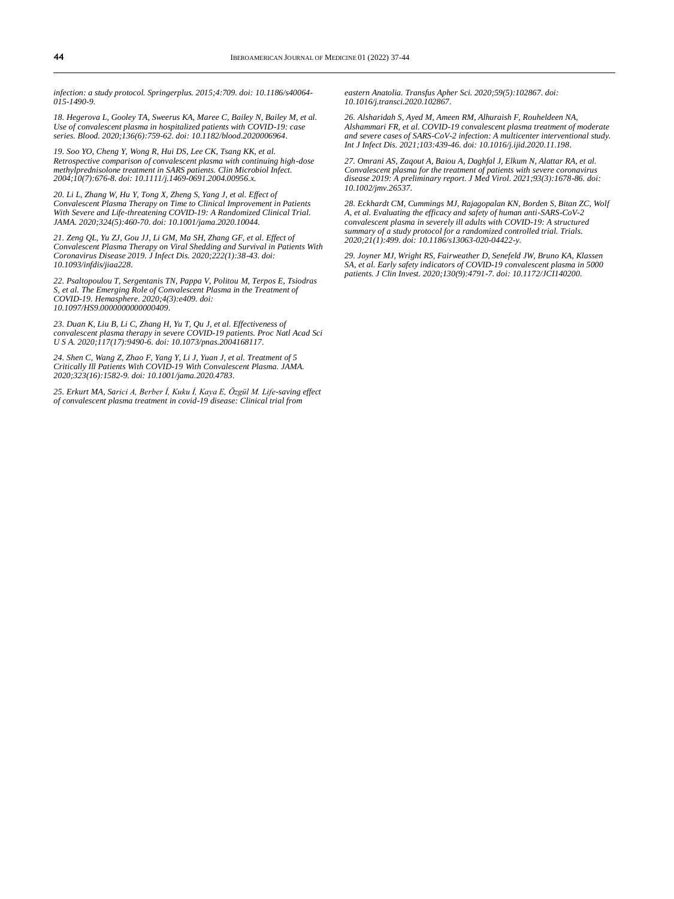*infection: a study protocol. Springerplus. 2015;4:709. doi: 10.1186/s40064-015-1490-9.*

*18. Hegerova L, Gooley TA, Sweerus KA, Maree C, Bailey N, Bailey M, et al. Use of convalescent plasma in hospitalized patients with COVID-19: case series. Blood. 2020;136(6):759-62. doi: 10.1182/blood.2020006964.*

*19. Soo YO, Cheng Y, Wong R, Hui DS, Lee CK, Tsang KK, et al. Retrospective comparison of convalescent plasma with continuing high-dose methylprednisolone treatment in SARS patients. Clin Microbiol Infect. 2004;10(7):676-8. doi: 10.1111/j.1469-0691.2004.00956.x.*

*20. Li L, Zhang W, Hu Y, Tong X, Zheng S, Yang J, et al. Effect of Convalescent Plasma Therapy on Time to Clinical Improvement in Patients With Severe and Life-threatening COVID-19: A Randomized Clinical Trial. JAMA. 2020;324(5):460-70. doi: 10.1001/jama.2020.10044.*

*21. Zeng QL, Yu ZJ, Gou JJ, Li GM, Ma SH, Zhang GF, et al. Effect of Convalescent Plasma Therapy on Viral Shedding and Survival in Patients With Coronavirus Disease 2019. J Infect Dis. 2020;222(1):38-43. doi: 10.1093/infdis/jiaa228.*

*22. Psaltopoulou T, Sergentanis TN, Pappa V, Politou M, Terpos E, Tsiodras S, et al. The Emerging Role of Convalescent Plasma in the Treatment of COVID-19. Hemasphere. 2020;4(3):e409. doi: 10.1097/HS9.0000000000000409.*

*23. Duan K, Liu B, Li C, Zhang H, Yu T, Qu J, et al. Effectiveness of convalescent plasma therapy in severe COVID-19 patients. Proc Natl Acad Sci U S A. 2020;117(17):9490-6. doi: 10.1073/pnas.2004168117.*

*24. Shen C, Wang Z, Zhao F, Yang Y, Li J, Yuan J, et al. Treatment of 5 Critically Ill Patients With COVID-19 With Convalescent Plasma. JAMA. 2020;323(16):1582-9. doi: 10.1001/jama.2020.4783.*

*25. Erkurt MA, Sarici A, Berber İ, Kuku İ, Kaya E, Özgül M. Life-saving effect of convalescent plasma treatment in covid-19 disease: Clinical trial from eastern Anatolia. Transfus Apher Sci. 2020;59(5):102867. doi: 10.1016/j.transci.2020.102867.*

*26. Alsharidah S, Ayed M, Ameen RM, Alhuraish F, Rouheldeen NA, Alshammari FR, et al. COVID-19 convalescent plasma treatment of moderate and severe cases of SARS-CoV-2 infection: A multicenter interventional study. Int J Infect Dis. 2021;103:439-46. doi: 10.1016/j.ijid.2020.11.198.*

*27. Omrani AS, Zaqout A, Baiou A, Daghfal J, Elkum N, Alattar RA, et al. Convalescent plasma for the treatment of patients with severe coronavirus disease 2019: A preliminary report. J Med Virol. 2021;93(3):1678-86. doi: 10.1002/jmv.26537.*

*28. Eckhardt CM, Cummings MJ, Rajagopalan KN, Borden S, Bitan ZC, Wolf A, et al. Evaluating the efficacy and safety of human anti-SARS-CoV-2 convalescent plasma in severely ill adults with COVID-19: A structured summary of a study protocol for a randomized controlled trial. Trials. 2020;21(1):499. doi: 10.1186/s13063-020-04422-y.*

*29. Joyner MJ, Wright RS, Fairweather D, Senefeld JW, Bruno KA, Klassen SA, et al. Early safety indicators of COVID-19 convalescent plasma in 5000 patients. J Clin Invest. 2020;130(9):4791-7. doi: 10.1172/JCI140200.*